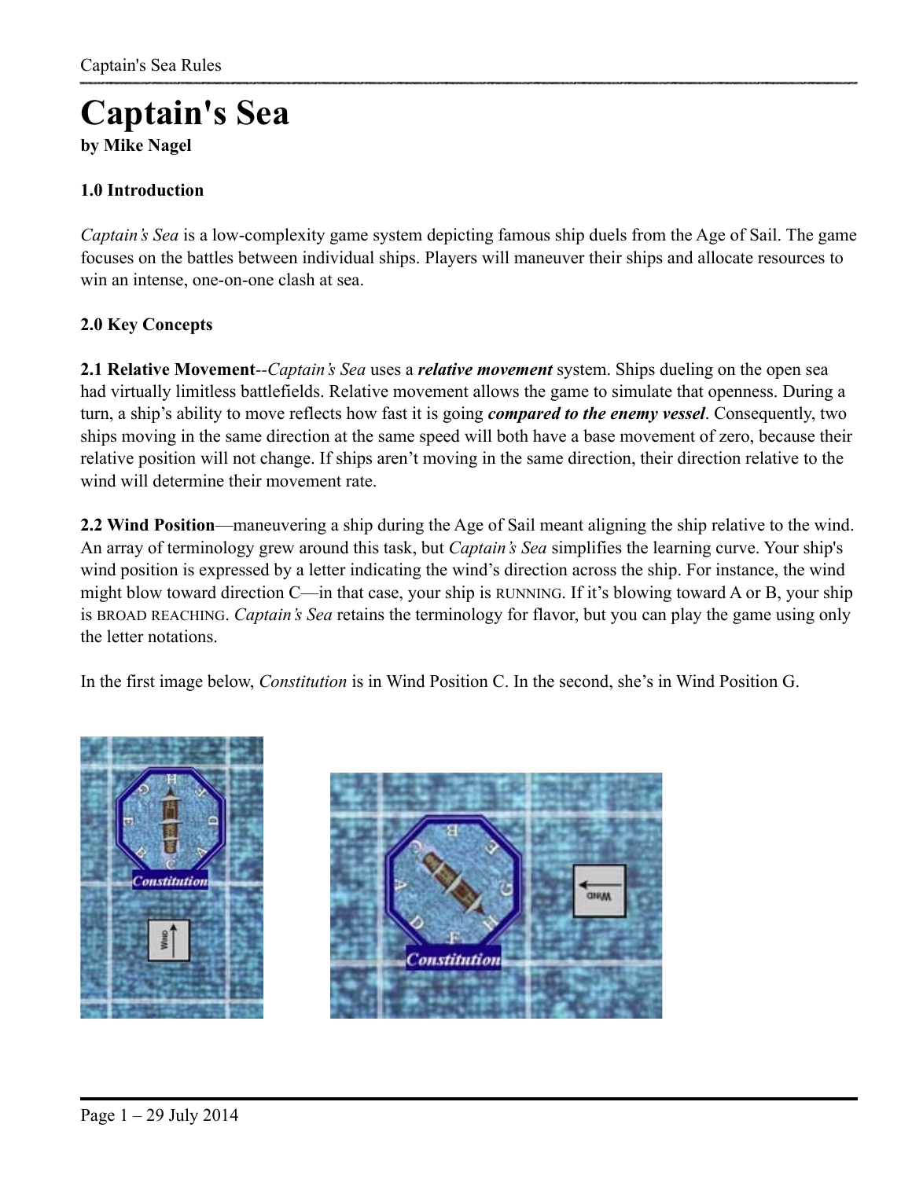# Captain's Sea

**by Mike Nagel**

### 1.0 Introduction

*Captain's Sea* is a low-complexity game system depicting famous ship duels from the Age of Sail. The game focuses on the battles between individual ships. Players will maneuver their ships and allocate resources to win an intense, one-on-one clash at sea.

### 2.0 Key Concepts

**2.1 Relative Movement**--*Captain's Sea* uses a ***relative movement*** system. Ships dueling on the open sea had virtually limitless battlefields. Relative movement allows the game to simulate that openness. During a turn, a ship's ability to move reflects how fast it is going ***compared to the enemy vessel***. Consequently, two ships moving in the same direction at the same speed will both have a base movement of zero, because their relative position will not change. If ships aren't moving in the same direction, their direction relative to the wind will determine their movement rate.

**2.2 Wind Position**—maneuvering a ship during the Age of Sail meant aligning the ship relative to the wind. An array of terminology grew around this task, but *Captain's Sea* simplifies the learning curve. Your ship's wind position is expressed by a letter indicating the wind's direction across the ship. For instance, the wind might blow toward direction C—in that case, your ship is RUNNING. If it's blowing toward A or B, your ship is BROAD REACHING. *Captain's Sea* retains the terminology for flavor, but you can play the game using only the letter notations.

In the first image below, *Constitution* is in Wind Position C. In the second, she's in Wind Position G.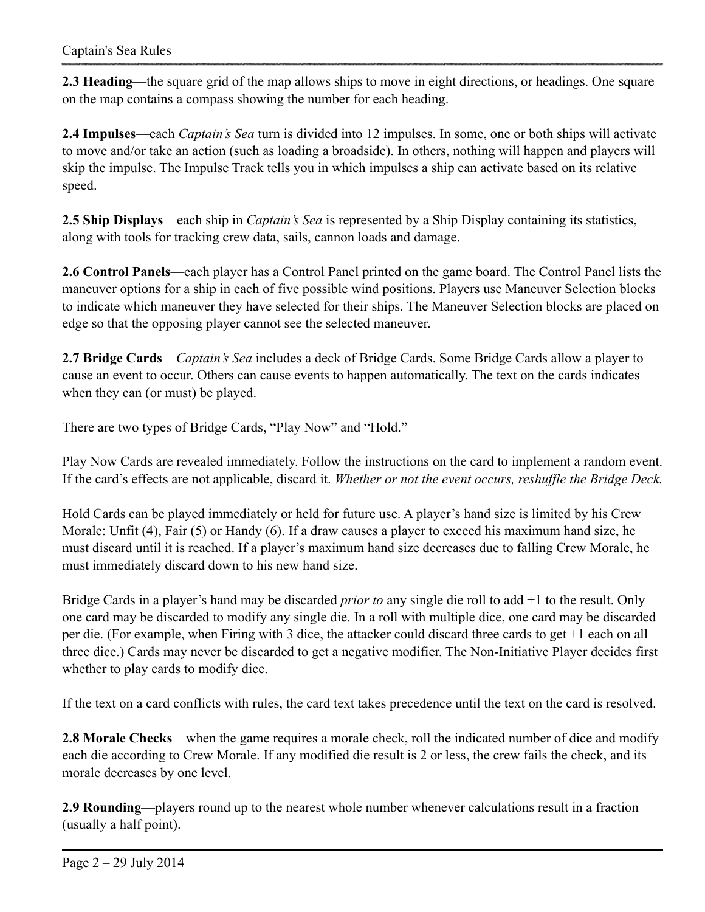**2.3 Heading**—the square grid of the map allows ships to move in eight directions, or headings. One square on the map contains a compass showing the number for each heading.

**2.4 Impulses**—each *Captain's Sea* turn is divided into 12 impulses. In some, one or both ships will activate to move and/or take an action (such as loading a broadside). In others, nothing will happen and players will skip the impulse. The Impulse Track tells you in which impulses a ship can activate based on its relative speed.

**2.5 Ship Displays**—each ship in *Captain's Sea* is represented by a Ship Display containing its statistics, along with tools for tracking crew data, sails, cannon loads and damage.

**2.6 Control Panels**—each player has a Control Panel printed on the game board. The Control Panel lists the maneuver options for a ship in each of five possible wind positions. Players use Maneuver Selection blocks to indicate which maneuver they have selected for their ships. The Maneuver Selection blocks are placed on edge so that the opposing player cannot see the selected maneuver.

**2.7 Bridge Cards**—*Captain's Sea* includes a deck of Bridge Cards. Some Bridge Cards allow a player to cause an event to occur. Others can cause events to happen automatically. The text on the cards indicates when they can (or must) be played.

There are two types of Bridge Cards, "Play Now" and "Hold."

Play Now Cards are revealed immediately. Follow the instructions on the card to implement a random event. If the card's effects are not applicable, discard it. *Whether or not the event occurs, reshuffle the Bridge Deck.*

Hold Cards can be played immediately or held for future use. A player's hand size is limited by his Crew Morale: Unfit (4), Fair (5) or Handy (6). If a draw causes a player to exceed his maximum hand size, he must discard until it is reached. If a player's maximum hand size decreases due to falling Crew Morale, he must immediately discard down to his new hand size.

Bridge Cards in a player's hand may be discarded *prior to* any single die roll to add +1 to the result. Only one card may be discarded to modify any single die. In a roll with multiple dice, one card may be discarded per die. (For example, when Firing with 3 dice, the attacker could discard three cards to get +1 each on all three dice.) Cards may never be discarded to get a negative modifier. The Non-Initiative Player decides first whether to play cards to modify dice.

If the text on a card conflicts with rules, the card text takes precedence until the text on the card is resolved.

**2.8 Morale Checks**—when the game requires a morale check, roll the indicated number of dice and modify each die according to Crew Morale. If any modified die result is 2 or less, the crew fails the check, and its morale decreases by one level.

**2.9 Rounding**—players round up to the nearest whole number whenever calculations result in a fraction (usually a half point).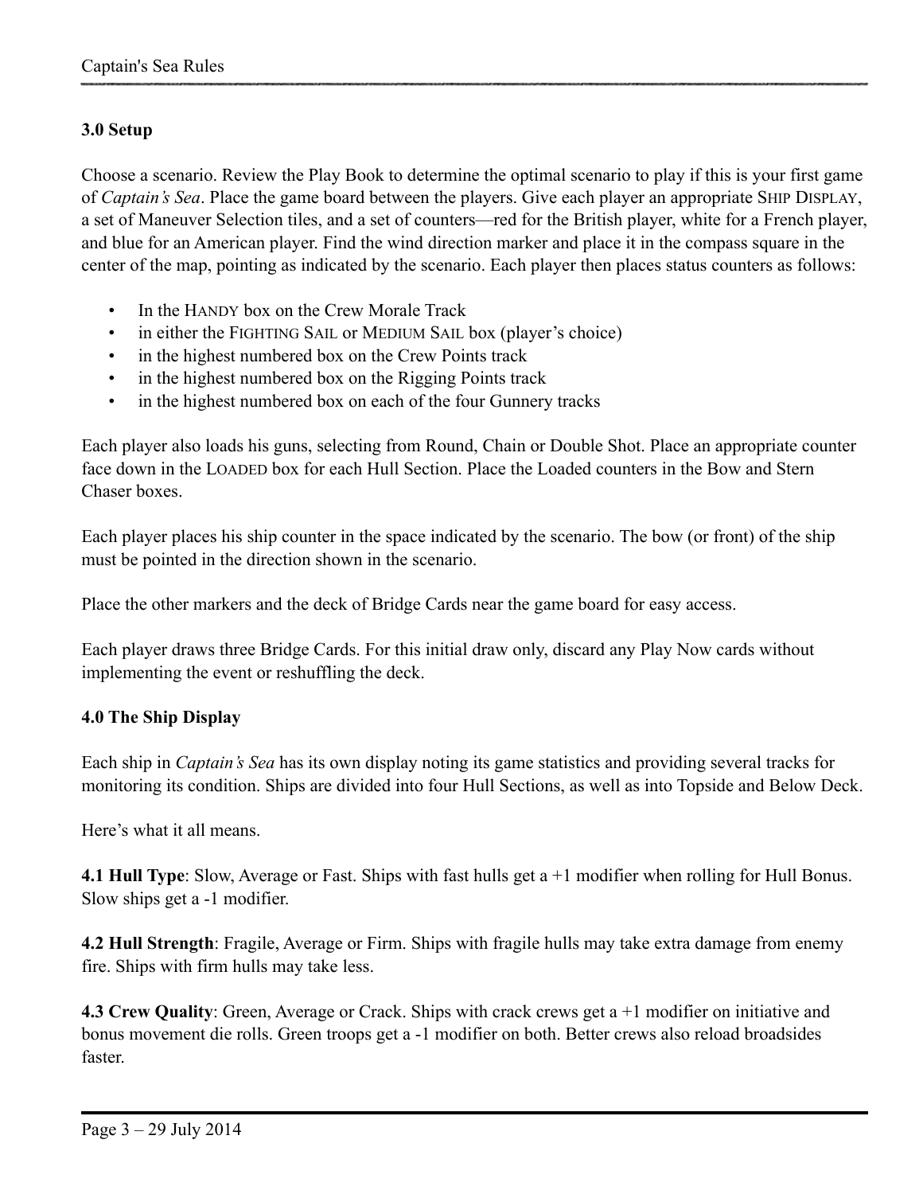### 3.0 Setup

Choose a scenario. Review the Play Book to determine the optimal scenario to play if this is your first game of *Captain's Sea*. Place the game board between the players. Give each player an appropriate SHIP DISPLAY, a set of Maneuver Selection tiles, and a set of counters—red for the British player, white for a French player, and blue for an American player. Find the wind direction marker and place it in the compass square in the center of the map, pointing as indicated by the scenario. Each player then places status counters as follows:

- In the HANDY box on the Crew Morale Track
- in either the FIGHTING SAIL or MEDIUM SAIL box (player's choice)
- in the highest numbered box on the Crew Points track
- in the highest numbered box on the Rigging Points track
- in the highest numbered box on each of the four Gunnery tracks

Each player also loads his guns, selecting from Round, Chain or Double Shot. Place an appropriate counter face down in the LOADED box for each Hull Section. Place the Loaded counters in the Bow and Stern Chaser boxes.

Each player places his ship counter in the space indicated by the scenario. The bow (or front) of the ship must be pointed in the direction shown in the scenario.

Place the other markers and the deck of Bridge Cards near the game board for easy access.

Each player draws three Bridge Cards. For this initial draw only, discard any Play Now cards without implementing the event or reshuffling the deck.

### 4.0 The Ship Display

Each ship in *Captain's Sea* has its own display noting its game statistics and providing several tracks for monitoring its condition. Ships are divided into four Hull Sections, as well as into Topside and Below Deck.

Here's what it all means.

**4.1 Hull Type**: Slow, Average or Fast. Ships with fast hulls get a +1 modifier when rolling for Hull Bonus. Slow ships get a -1 modifier.

**4.2 Hull Strength**: Fragile, Average or Firm. Ships with fragile hulls may take extra damage from enemy fire. Ships with firm hulls may take less.

**4.3 Crew Quality**: Green, Average or Crack. Ships with crack crews get a +1 modifier on initiative and bonus movement die rolls. Green troops get a -1 modifier on both. Better crews also reload broadsides faster.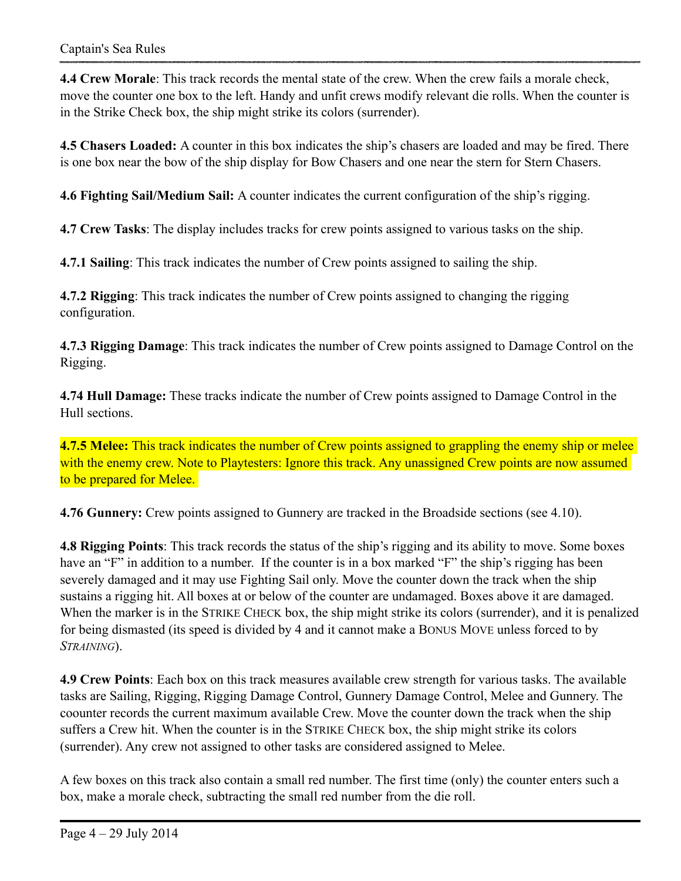**4.4 Crew Morale**: This track records the mental state of the crew. When the crew fails a morale check, move the counter one box to the left. Handy and unfit crews modify relevant die rolls. When the counter is in the Strike Check box, the ship might strike its colors (surrender).

**4.5 Chasers Loaded:** A counter in this box indicates the ship's chasers are loaded and may be fired. There is one box near the bow of the ship display for Bow Chasers and one near the stern for Stern Chasers.

**4.6 Fighting Sail/Medium Sail:** A counter indicates the current configuration of the ship's rigging.

**4.7 Crew Tasks**: The display includes tracks for crew points assigned to various tasks on the ship.

**4.7.1 Sailing**: This track indicates the number of Crew points assigned to sailing the ship.

**4.7.2 Rigging**: This track indicates the number of Crew points assigned to changing the rigging configuration.

**4.7.3 Rigging Damage**: This track indicates the number of Crew points assigned to Damage Control on the Rigging.

**4.74 Hull Damage:** These tracks indicate the number of Crew points assigned to Damage Control in the Hull sections.

**4.7.5 Melee:** This track indicates the number of Crew points assigned to grappling the enemy ship or melee with the enemy crew. Note to Playtesters: Ignore this track. Any unassigned Crew points are now assumed to be prepared for Melee.

**4.76 Gunnery:** Crew points assigned to Gunnery are tracked in the Broadside sections (see 4.10).

**4.8 Rigging Points**: This track records the status of the ship's rigging and its ability to move. Some boxes have an "F" in addition to a number. If the counter is in a box marked "F" the ship's rigging has been severely damaged and it may use Fighting Sail only. Move the counter down the track when the ship sustains a rigging hit. All boxes at or below of the counter are undamaged. Boxes above it are damaged. When the marker is in the STRIKE CHECK box, the ship might strike its colors (surrender), and it is penalized for being dismasted (its speed is divided by 4 and it cannot make a BONUS MOVE unless forced to by *STRAINING*).

**4.9 Crew Points**: Each box on this track measures available crew strength for various tasks. The available tasks are Sailing, Rigging, Rigging Damage Control, Gunnery Damage Control, Melee and Gunnery. The coounter records the current maximum available Crew. Move the counter down the track when the ship suffers a Crew hit. When the counter is in the STRIKE CHECK box, the ship might strike its colors (surrender). Any crew not assigned to other tasks are considered assigned to Melee.

A few boxes on this track also contain a small red number. The first time (only) the counter enters such a box, make a morale check, subtracting the small red number from the die roll.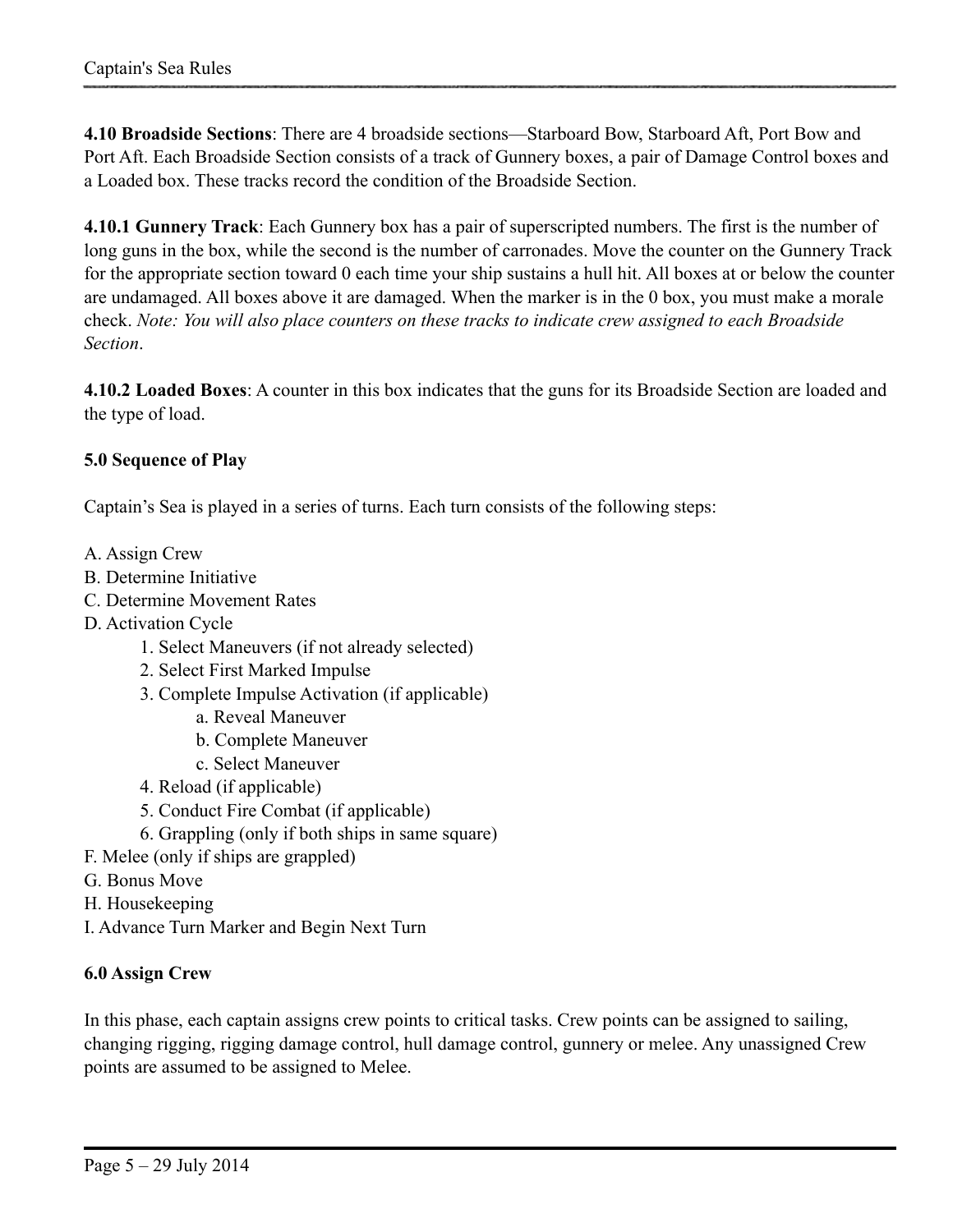**4.10 Broadside Sections**: There are 4 broadside sections—Starboard Bow, Starboard Aft, Port Bow and Port Aft. Each Broadside Section consists of a track of Gunnery boxes, a pair of Damage Control boxes and a Loaded box. These tracks record the condition of the Broadside Section.

**4.10.1 Gunnery Track**: Each Gunnery box has a pair of superscripted numbers. The first is the number of long guns in the box, while the second is the number of carronades. Move the counter on the Gunnery Track for the appropriate section toward 0 each time your ship sustains a hull hit. All boxes at or below the counter are undamaged. All boxes above it are damaged. When the marker is in the 0 box, you must make a morale check. *Note: You will also place counters on these tracks to indicate crew assigned to each Broadside Section*.

**4.10.2 Loaded Boxes**: A counter in this box indicates that the guns for its Broadside Section are loaded and the type of load.

## 5.0 Sequence of Play

Captain's Sea is played in a series of turns. Each turn consists of the following steps:

A. Assign Crew
B. Determine Initiative
C. Determine Movement Rates
D. Activation Cycle
   1. Select Maneuvers (if not already selected)
   2. Select First Marked Impulse
   3. Complete Impulse Activation (if applicable)
      a. Reveal Maneuver
      b. Complete Maneuver
      c. Select Maneuver
   4. Reload (if applicable)
   5. Conduct Fire Combat (if applicable)
   6. Grappling (only if both ships in same square)
F. Melee (only if ships are grappled)
G. Bonus Move
H. Housekeeping
I. Advance Turn Marker and Begin Next Turn

## 6.0 Assign Crew

In this phase, each captain assigns crew points to critical tasks. Crew points can be assigned to sailing, changing rigging, rigging damage control, hull damage control, gunnery or melee. Any unassigned Crew points are assumed to be assigned to Melee.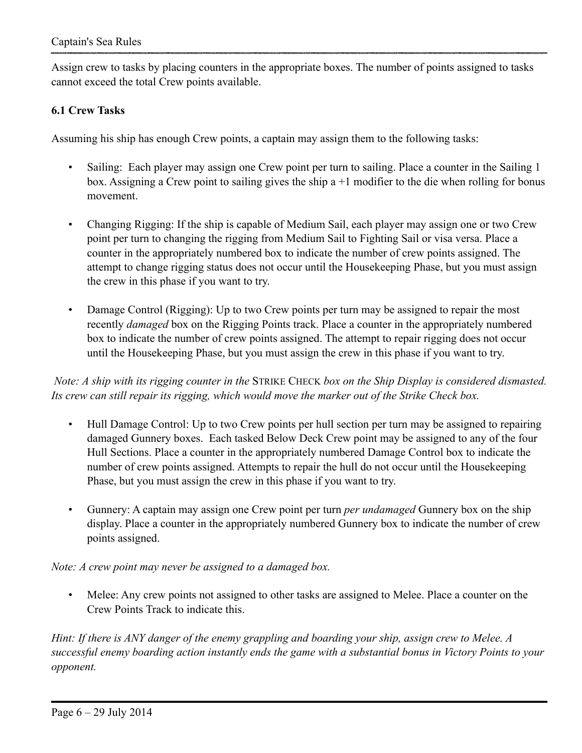Assign crew to tasks by placing counters in the appropriate boxes. The number of points assigned to tasks cannot exceed the total Crew points available.

### 6.1 Crew Tasks

Assuming his ship has enough Crew points, a captain may assign them to the following tasks:

- Sailing: Each player may assign one Crew point per turn to sailing. Place a counter in the Sailing 1 box. Assigning a Crew point to sailing gives the ship a +1 modifier to the die when rolling for bonus movement.
- Changing Rigging: If the ship is capable of Medium Sail, each player may assign one or two Crew point per turn to changing the rigging from Medium Sail to Fighting Sail or visa versa. Place a counter in the appropriately numbered box to indicate the number of crew points assigned. The attempt to change rigging status does not occur until the Housekeeping Phase, but you must assign the crew in this phase if you want to try.
- Damage Control (Rigging): Up to two Crew points per turn may be assigned to repair the most recently *damaged* box on the Rigging Points track. Place a counter in the appropriately numbered box to indicate the number of crew points assigned. The attempt to repair rigging does not occur until the Housekeeping Phase, but you must assign the crew in this phase if you want to try.

*Note: A ship with its rigging counter in the* STRIKE CHECK *box on the Ship Display is considered dismasted. Its crew can still repair its rigging, which would move the marker out of the Strike Check box.*

- Hull Damage Control: Up to two Crew points per hull section per turn may be assigned to repairing damaged Gunnery boxes. Each tasked Below Deck Crew point may be assigned to any of the four Hull Sections. Place a counter in the appropriately numbered Damage Control box to indicate the number of crew points assigned. Attempts to repair the hull do not occur until the Housekeeping Phase, but you must assign the crew in this phase if you want to try.
- Gunnery: A captain may assign one Crew point per turn *per undamaged* Gunnery box on the ship display. Place a counter in the appropriately numbered Gunnery box to indicate the number of crew points assigned.

*Note: A crew point may never be assigned to a damaged box.*

- Melee: Any crew points not assigned to other tasks are assigned to Melee. Place a counter on the Crew Points Track to indicate this.

*Hint: If there is ANY danger of the enemy grappling and boarding your ship, assign crew to Melee. A successful enemy boarding action instantly ends the game with a substantial bonus in Victory Points to your opponent.*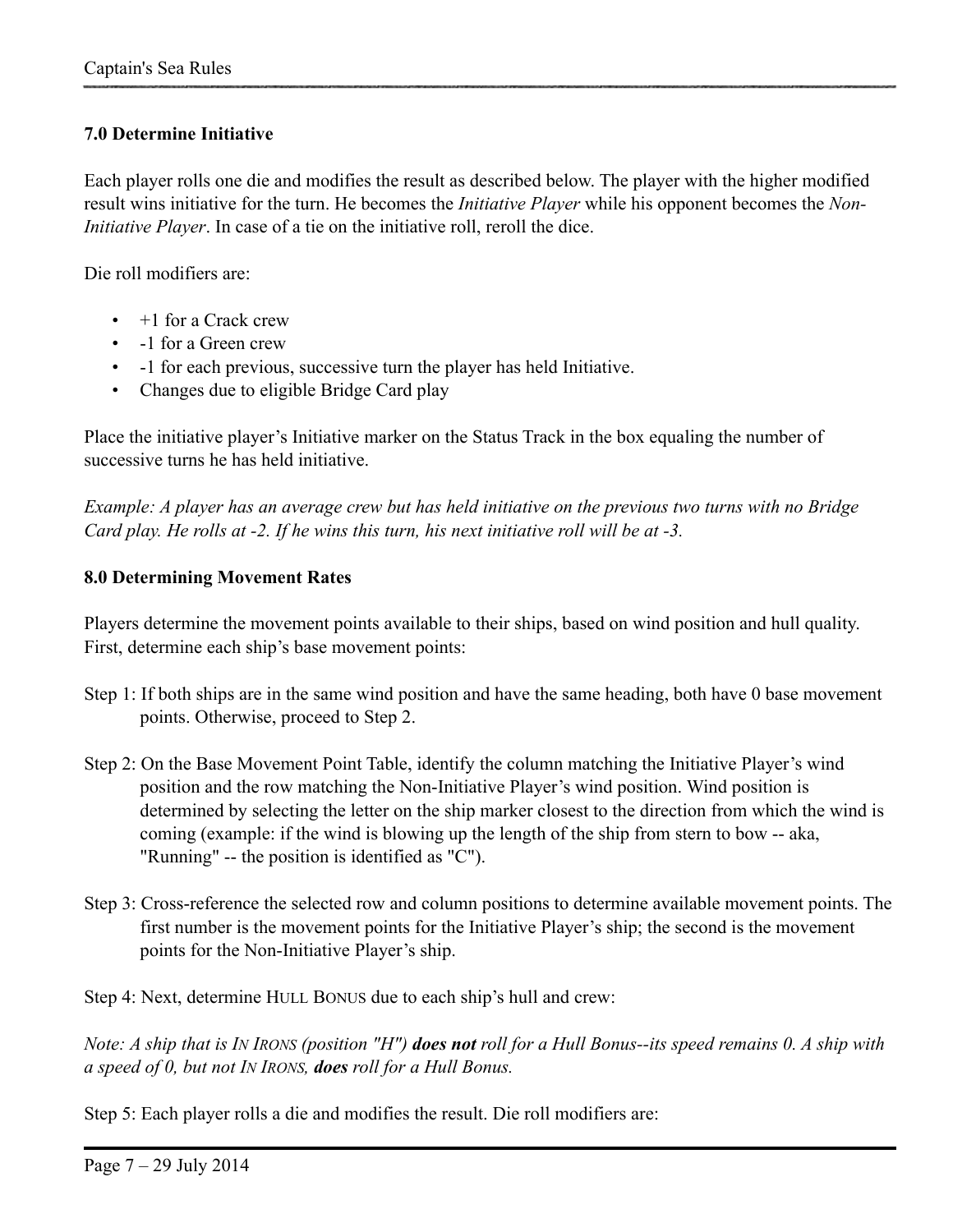### 7.0 Determine Initiative

Each player rolls one die and modifies the result as described below. The player with the higher modified result wins initiative for the turn. He becomes the *Initiative Player* while his opponent becomes the *Non-Initiative Player*. In case of a tie on the initiative roll, reroll the dice.

Die roll modifiers are:

- +1 for a Crack crew
- -1 for a Green crew
- -1 for each previous, successive turn the player has held Initiative.
- Changes due to eligible Bridge Card play

Place the initiative player's Initiative marker on the Status Track in the box equaling the number of successive turns he has held initiative.

*Example: A player has an average crew but has held initiative on the previous two turns with no Bridge Card play. He rolls at -2. If he wins this turn, his next initiative roll will be at -3.*

### 8.0 Determining Movement Rates

Players determine the movement points available to their ships, based on wind position and hull quality. First, determine each ship's base movement points:

Step 1: If both ships are in the same wind position and have the same heading, both have 0 base movement points. Otherwise, proceed to Step 2.

Step 2: On the Base Movement Point Table, identify the column matching the Initiative Player's wind position and the row matching the Non-Initiative Player's wind position. Wind position is determined by selecting the letter on the ship marker closest to the direction from which the wind is coming (example: if the wind is blowing up the length of the ship from stern to bow -- aka, "Running" -- the position is identified as "C").

Step 3: Cross-reference the selected row and column positions to determine available movement points. The first number is the movement points for the Initiative Player's ship; the second is the movement points for the Non-Initiative Player's ship.

Step 4: Next, determine HULL BONUS due to each ship's hull and crew:

*Note: A ship that is IN IRONS (position "H") **does not** roll for a Hull Bonus--its speed remains 0. A ship with a speed of 0, but not IN IRONS, **does** roll for a Hull Bonus.*

Step 5: Each player rolls a die and modifies the result. Die roll modifiers are: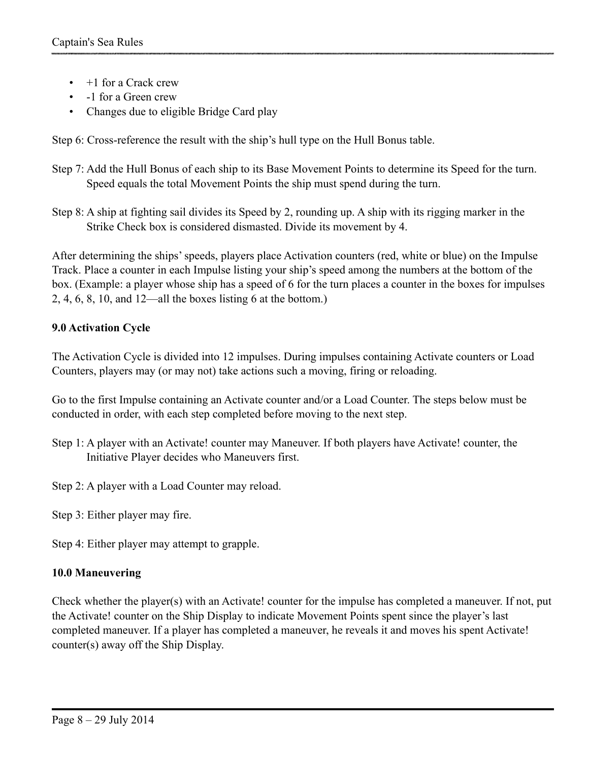- +1 for a Crack crew
- -1 for a Green crew
- Changes due to eligible Bridge Card play

Step 6: Cross-reference the result with the ship's hull type on the Hull Bonus table.

Step 7: Add the Hull Bonus of each ship to its Base Movement Points to determine its Speed for the turn. Speed equals the total Movement Points the ship must spend during the turn.

Step 8: A ship at fighting sail divides its Speed by 2, rounding up. A ship with its rigging marker in the Strike Check box is considered dismasted. Divide its movement by 4.

After determining the ships' speeds, players place Activation counters (red, white or blue) on the Impulse Track. Place a counter in each Impulse listing your ship's speed among the numbers at the bottom of the box. (Example: a player whose ship has a speed of 6 for the turn places a counter in the boxes for impulses 2, 4, 6, 8, 10, and 12—all the boxes listing 6 at the bottom.)

**9.0 Activation Cycle**

The Activation Cycle is divided into 12 impulses. During impulses containing Activate counters or Load Counters, players may (or may not) take actions such a moving, firing or reloading.

Go to the first Impulse containing an Activate counter and/or a Load Counter. The steps below must be conducted in order, with each step completed before moving to the next step.

Step 1: A player with an Activate! counter may Maneuver. If both players have Activate! counter, the Initiative Player decides who Maneuvers first.

Step 2: A player with a Load Counter may reload.

Step 3: Either player may fire.

Step 4: Either player may attempt to grapple.

**10.0 Maneuvering**

Check whether the player(s) with an Activate! counter for the impulse has completed a maneuver. If not, put the Activate! counter on the Ship Display to indicate Movement Points spent since the player's last completed maneuver. If a player has completed a maneuver, he reveals it and moves his spent Activate! counter(s) away off the Ship Display.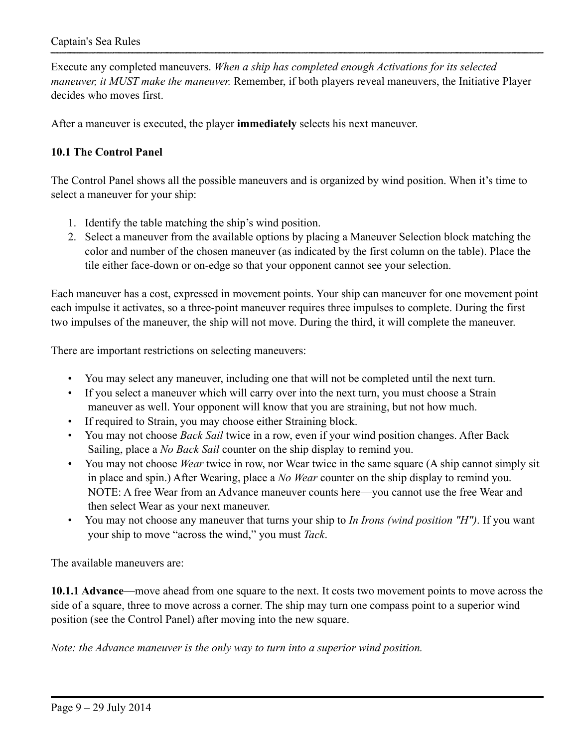Execute any completed maneuvers. *When a ship has completed enough Activations for its selected maneuver, it MUST make the maneuver.* Remember, if both players reveal maneuvers, the Initiative Player decides who moves first.

After a maneuver is executed, the player **immediately** selects his next maneuver.

### 10.1 The Control Panel

The Control Panel shows all the possible maneuvers and is organized by wind position. When it's time to select a maneuver for your ship:

1. Identify the table matching the ship's wind position.
2. Select a maneuver from the available options by placing a Maneuver Selection block matching the color and number of the chosen maneuver (as indicated by the first column on the table). Place the tile either face-down or on-edge so that your opponent cannot see your selection.

Each maneuver has a cost, expressed in movement points. Your ship can maneuver for one movement point each impulse it activates, so a three-point maneuver requires three impulses to complete. During the first two impulses of the maneuver, the ship will not move. During the third, it will complete the maneuver.

There are important restrictions on selecting maneuvers:

- You may select any maneuver, including one that will not be completed until the next turn.
- If you select a maneuver which will carry over into the next turn, you must choose a Strain maneuver as well. Your opponent will know that you are straining, but not how much.
- If required to Strain, you may choose either Straining block.
- You may not choose *Back Sail* twice in a row, even if your wind position changes. After Back Sailing, place a *No Back Sail* counter on the ship display to remind you.
- You may not choose *Wear* twice in row, nor Wear twice in the same square (A ship cannot simply sit in place and spin.) After Wearing, place a *No Wear* counter on the ship display to remind you. NOTE: A free Wear from an Advance maneuver counts here—you cannot use the free Wear and then select Wear as your next maneuver.
- You may not choose any maneuver that turns your ship to *In Irons (wind position "H")*. If you want your ship to move "across the wind," you must *Tack*.

The available maneuvers are:

**10.1.1 Advance**—move ahead from one square to the next. It costs two movement points to move across the side of a square, three to move across a corner. The ship may turn one compass point to a superior wind position (see the Control Panel) after moving into the new square.

*Note: the Advance maneuver is the only way to turn into a superior wind position.*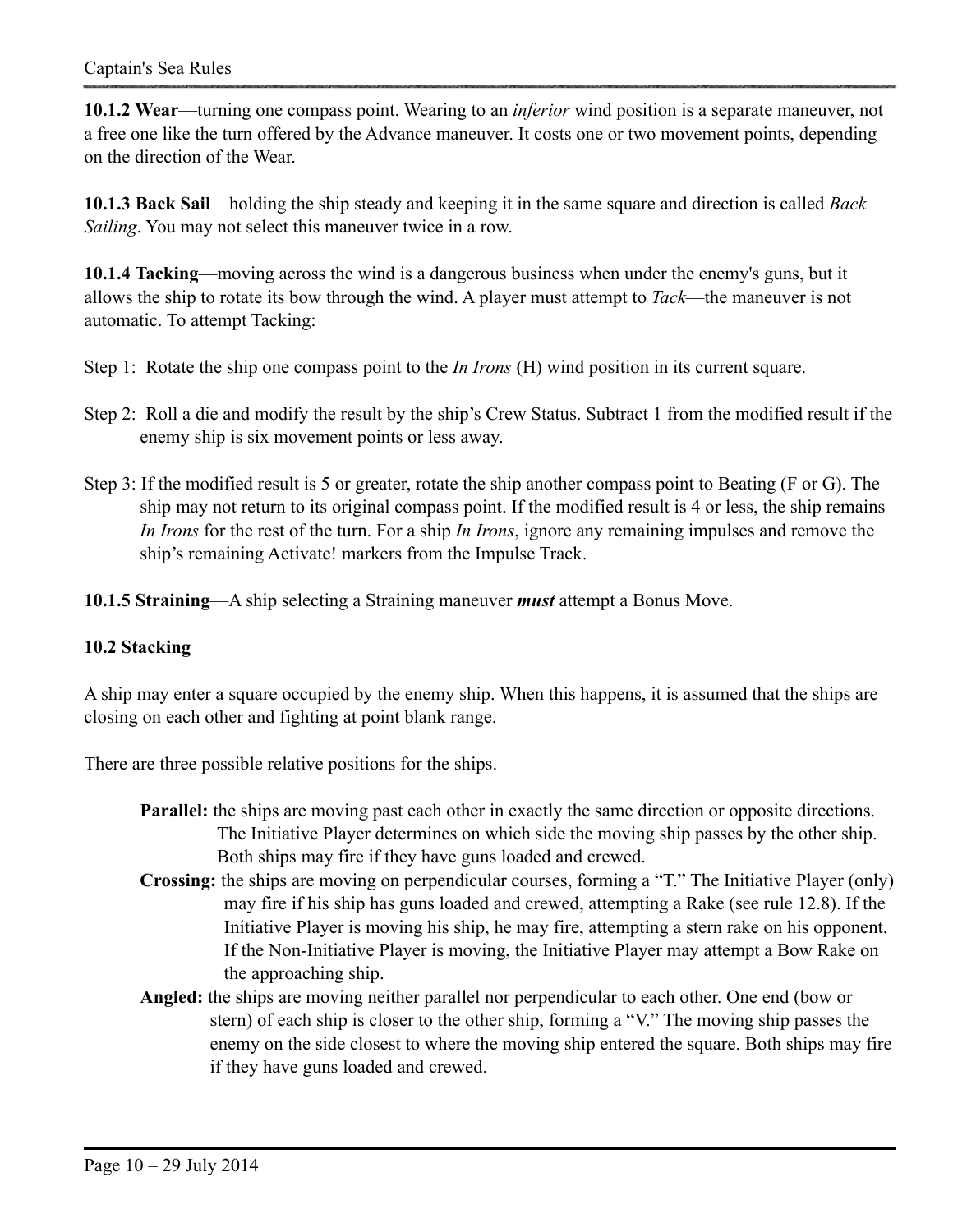**10.1.2 Wear**—turning one compass point. Wearing to an *inferior* wind position is a separate maneuver, not a free one like the turn offered by the Advance maneuver. It costs one or two movement points, depending on the direction of the Wear.

**10.1.3 Back Sail**—holding the ship steady and keeping it in the same square and direction is called *Back Sailing*. You may not select this maneuver twice in a row.

**10.1.4 Tacking**—moving across the wind is a dangerous business when under the enemy's guns, but it allows the ship to rotate its bow through the wind. A player must attempt to *Tack*—the maneuver is not automatic. To attempt Tacking:

Step 1: Rotate the ship one compass point to the *In Irons* (H) wind position in its current square.

Step 2: Roll a die and modify the result by the ship's Crew Status. Subtract 1 from the modified result if the enemy ship is six movement points or less away.

Step 3: If the modified result is 5 or greater, rotate the ship another compass point to Beating (F or G). The ship may not return to its original compass point. If the modified result is 4 or less, the ship remains *In Irons* for the rest of the turn. For a ship *In Irons*, ignore any remaining impulses and remove the ship's remaining Activate! markers from the Impulse Track.

**10.1.5 Straining**—A ship selecting a Straining maneuver ***must*** attempt a Bonus Move.

### 10.2 Stacking

A ship may enter a square occupied by the enemy ship. When this happens, it is assumed that the ships are closing on each other and fighting at point blank range.

There are three possible relative positions for the ships.

- **Parallel:** the ships are moving past each other in exactly the same direction or opposite directions. The Initiative Player determines on which side the moving ship passes by the other ship. Both ships may fire if they have guns loaded and crewed.
- **Crossing:** the ships are moving on perpendicular courses, forming a "T." The Initiative Player (only) may fire if his ship has guns loaded and crewed, attempting a Rake (see rule 12.8). If the Initiative Player is moving his ship, he may fire, attempting a stern rake on his opponent. If the Non-Initiative Player is moving, the Initiative Player may attempt a Bow Rake on the approaching ship.
- **Angled:** the ships are moving neither parallel nor perpendicular to each other. One end (bow or stern) of each ship is closer to the other ship, forming a "V." The moving ship passes the enemy on the side closest to where the moving ship entered the square. Both ships may fire if they have guns loaded and crewed.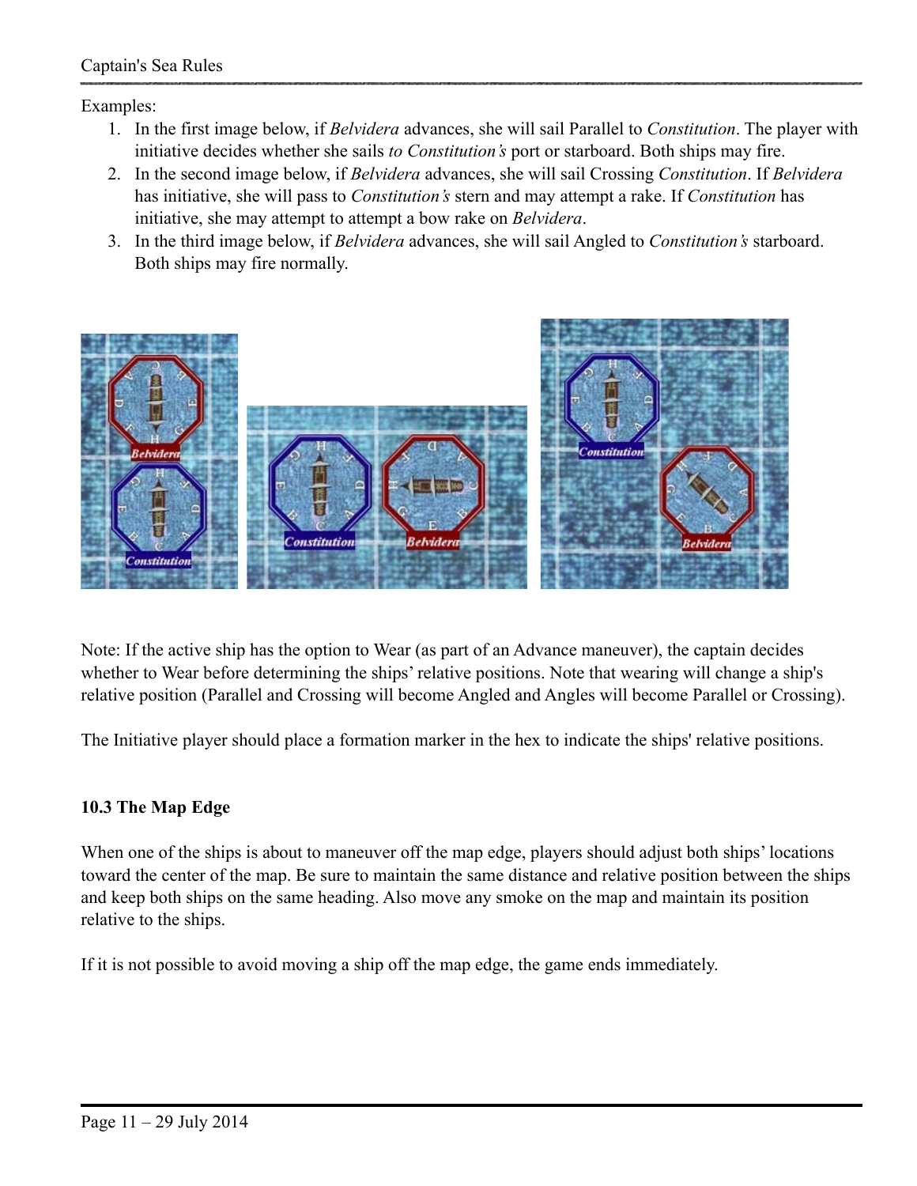Examples:

1. In the first image below, if *Belvidera* advances, she will sail Parallel to *Constitution*. The player with initiative decides whether she sails *to Constitution's* port or starboard. Both ships may fire.
2. In the second image below, if *Belvidera* advances, she will sail Crossing *Constitution*. If *Belvidera* has initiative, she will pass to *Constitution's* stern and may attempt a rake. If *Constitution* has initiative, she may attempt to attempt a bow rake on *Belvidera*.
3. In the third image below, if *Belvidera* advances, she will sail Angled to *Constitution's* starboard. Both ships may fire normally.

Note: If the active ship has the option to Wear (as part of an Advance maneuver), the captain decides whether to Wear before determining the ships' relative positions. Note that wearing will change a ship's relative position (Parallel and Crossing will become Angled and Angles will become Parallel or Crossing).

The Initiative player should place a formation marker in the hex to indicate the ships' relative positions.

### 10.3 The Map Edge

When one of the ships is about to maneuver off the map edge, players should adjust both ships' locations toward the center of the map. Be sure to maintain the same distance and relative position between the ships and keep both ships on the same heading. Also move any smoke on the map and maintain its position relative to the ships.

If it is not possible to avoid moving a ship off the map edge, the game ends immediately.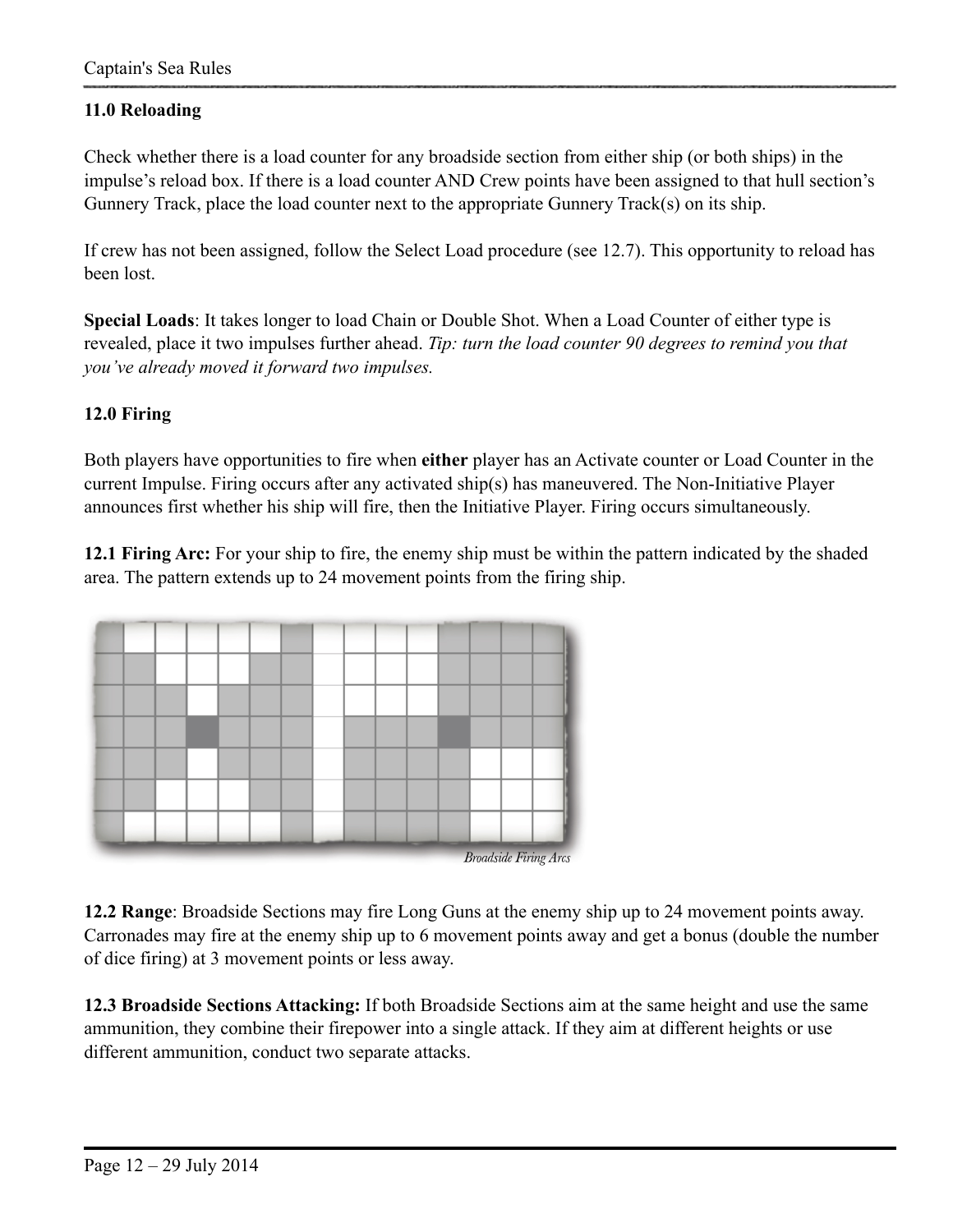### 11.0 Reloading

Check whether there is a load counter for any broadside section from either ship (or both ships) in the impulse's reload box. If there is a load counter AND Crew points have been assigned to that hull section's Gunnery Track, place the load counter next to the appropriate Gunnery Track(s) on its ship.

If crew has not been assigned, follow the Select Load procedure (see 12.7). This opportunity to reload has been lost.

**Special Loads**: It takes longer to load Chain or Double Shot. When a Load Counter of either type is revealed, place it two impulses further ahead. *Tip: turn the load counter 90 degrees to remind you that you've already moved it forward two impulses.*

### 12.0 Firing

Both players have opportunities to fire when **either** player has an Activate counter or Load Counter in the current Impulse. Firing occurs after any activated ship(s) has maneuvered. The Non-Initiative Player announces first whether his ship will fire, then the Initiative Player. Firing occurs simultaneously.

**12.1 Firing Arc:** For your ship to fire, the enemy ship must be within the pattern indicated by the shaded area. The pattern extends up to 24 movement points from the firing ship.

*Broadside Firing Arcs*

**12.2 Range**: Broadside Sections may fire Long Guns at the enemy ship up to 24 movement points away. Carronades may fire at the enemy ship up to 6 movement points away and get a bonus (double the number of dice firing) at 3 movement points or less away.

**12.3 Broadside Sections Attacking:** If both Broadside Sections aim at the same height and use the same ammunition, they combine their firepower into a single attack. If they aim at different heights or use different ammunition, conduct two separate attacks.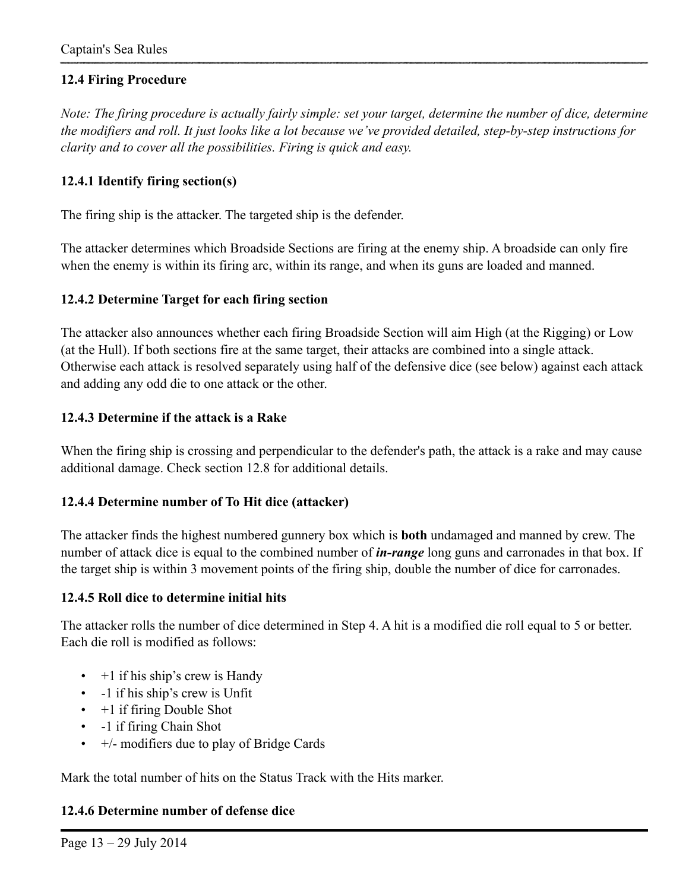### 12.4 Firing Procedure

*Note: The firing procedure is actually fairly simple: set your target, determine the number of dice, determine the modifiers and roll. It just looks like a lot because we've provided detailed, step-by-step instructions for clarity and to cover all the possibilities. Firing is quick and easy.*

#### 12.4.1 Identify firing section(s)

The firing ship is the attacker. The targeted ship is the defender.

The attacker determines which Broadside Sections are firing at the enemy ship. A broadside can only fire when the enemy is within its firing arc, within its range, and when its guns are loaded and manned.

#### 12.4.2 Determine Target for each firing section

The attacker also announces whether each firing Broadside Section will aim High (at the Rigging) or Low (at the Hull). If both sections fire at the same target, their attacks are combined into a single attack. Otherwise each attack is resolved separately using half of the defensive dice (see below) against each attack and adding any odd die to one attack or the other.

#### 12.4.3 Determine if the attack is a Rake

When the firing ship is crossing and perpendicular to the defender's path, the attack is a rake and may cause additional damage. Check section 12.8 for additional details.

#### 12.4.4 Determine number of To Hit dice (attacker)

The attacker finds the highest numbered gunnery box which is **both** undamaged and manned by crew. The number of attack dice is equal to the combined number of ***in-range*** long guns and carronades in that box. If the target ship is within 3 movement points of the firing ship, double the number of dice for carronades.

#### 12.4.5 Roll dice to determine initial hits

The attacker rolls the number of dice determined in Step 4. A hit is a modified die roll equal to 5 or better. Each die roll is modified as follows:

- +1 if his ship's crew is Handy
- -1 if his ship's crew is Unfit
- +1 if firing Double Shot
- -1 if firing Chain Shot
- +/- modifiers due to play of Bridge Cards

Mark the total number of hits on the Status Track with the Hits marker.

#### 12.4.6 Determine number of defense dice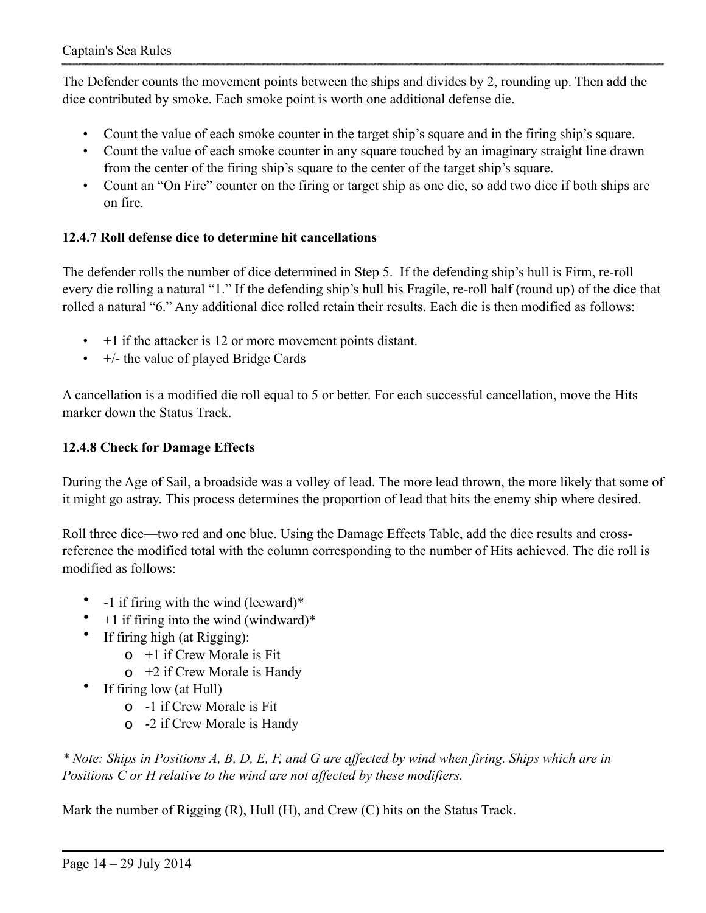The Defender counts the movement points between the ships and divides by 2, rounding up. Then add the dice contributed by smoke. Each smoke point is worth one additional defense die.

- Count the value of each smoke counter in the target ship's square and in the firing ship's square.
- Count the value of each smoke counter in any square touched by an imaginary straight line drawn from the center of the firing ship's square to the center of the target ship's square.
- Count an "On Fire" counter on the firing or target ship as one die, so add two dice if both ships are on fire.

### 12.4.7 Roll defense dice to determine hit cancellations

The defender rolls the number of dice determined in Step 5. If the defending ship's hull is Firm, re-roll every die rolling a natural "1." If the defending ship's hull his Fragile, re-roll half (round up) of the dice that rolled a natural "6." Any additional dice rolled retain their results. Each die is then modified as follows:

- +1 if the attacker is 12 or more movement points distant.
- +/- the value of played Bridge Cards

A cancellation is a modified die roll equal to 5 or better. For each successful cancellation, move the Hits marker down the Status Track.

### 12.4.8 Check for Damage Effects

During the Age of Sail, a broadside was a volley of lead. The more lead thrown, the more likely that some of it might go astray. This process determines the proportion of lead that hits the enemy ship where desired.

Roll three dice—two red and one blue. Using the Damage Effects Table, add the dice results and cross-reference the modified total with the column corresponding to the number of Hits achieved. The die roll is modified as follows:

- -1 if firing with the wind (leeward)*
- +1 if firing into the wind (windward)*
- If firing high (at Rigging):
  - +1 if Crew Morale is Fit
  - +2 if Crew Morale is Handy
- If firing low (at Hull)
  - -1 if Crew Morale is Fit
  - -2 if Crew Morale is Handy

*\* Note: Ships in Positions A, B, D, E, F, and G are affected by wind when firing. Ships which are in Positions C or H relative to the wind are not affected by these modifiers.*

Mark the number of Rigging (R), Hull (H), and Crew (C) hits on the Status Track.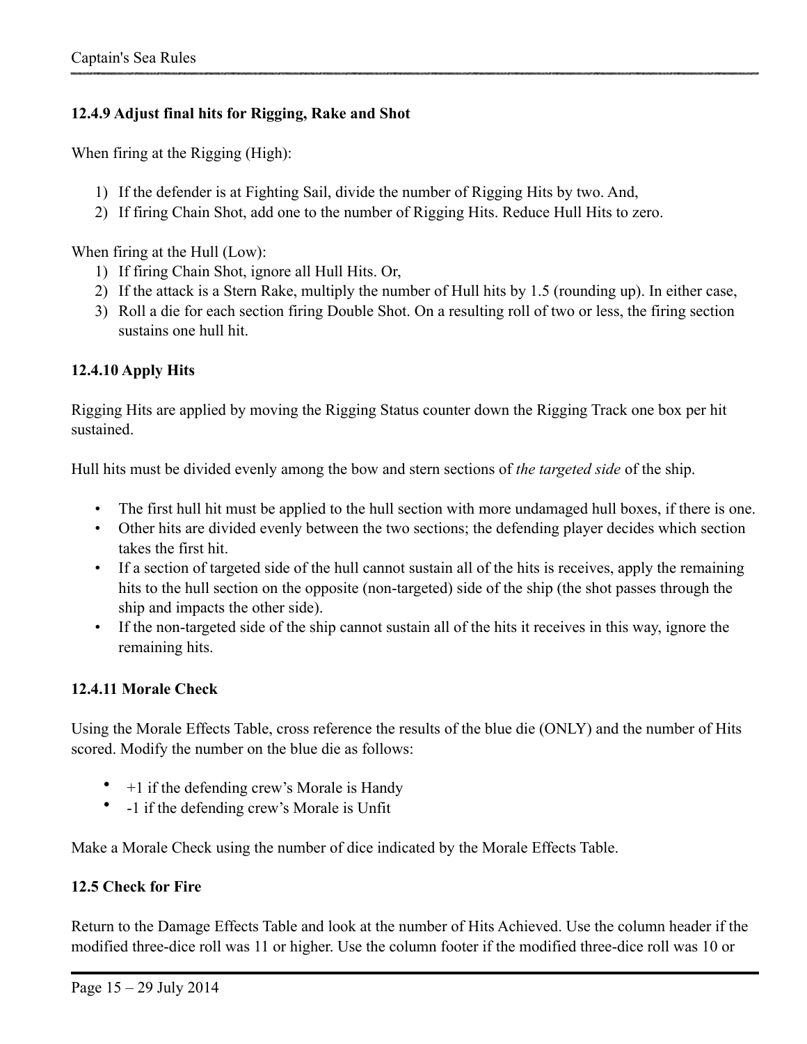### 12.4.9 Adjust final hits for Rigging, Rake and Shot

When firing at the Rigging (High):

1) If the defender is at Fighting Sail, divide the number of Rigging Hits by two. And,
2) If firing Chain Shot, add one to the number of Rigging Hits. Reduce Hull Hits to zero.

When firing at the Hull (Low):

1) If firing Chain Shot, ignore all Hull Hits. Or,
2) If the attack is a Stern Rake, multiply the number of Hull hits by 1.5 (rounding up). In either case,
3) Roll a die for each section firing Double Shot. On a resulting roll of two or less, the firing section sustains one hull hit.

### 12.4.10 Apply Hits

Rigging Hits are applied by moving the Rigging Status counter down the Rigging Track one box per hit sustained.

Hull hits must be divided evenly among the bow and stern sections of *the targeted side* of the ship.

- The first hull hit must be applied to the hull section with more undamaged hull boxes, if there is one.
- Other hits are divided evenly between the two sections; the defending player decides which section takes the first hit.
- If a section of targeted side of the hull cannot sustain all of the hits is receives, apply the remaining hits to the hull section on the opposite (non-targeted) side of the ship (the shot passes through the ship and impacts the other side).
- If the non-targeted side of the ship cannot sustain all of the hits it receives in this way, ignore the remaining hits.

### 12.4.11 Morale Check

Using the Morale Effects Table, cross reference the results of the blue die (ONLY) and the number of Hits scored. Modify the number on the blue die as follows:

- +1 if the defending crew's Morale is Handy
- -1 if the defending crew's Morale is Unfit

Make a Morale Check using the number of dice indicated by the Morale Effects Table.

### 12.5 Check for Fire

Return to the Damage Effects Table and look at the number of Hits Achieved. Use the column header if the modified three-dice roll was 11 or higher. Use the column footer if the modified three-dice roll was 10 or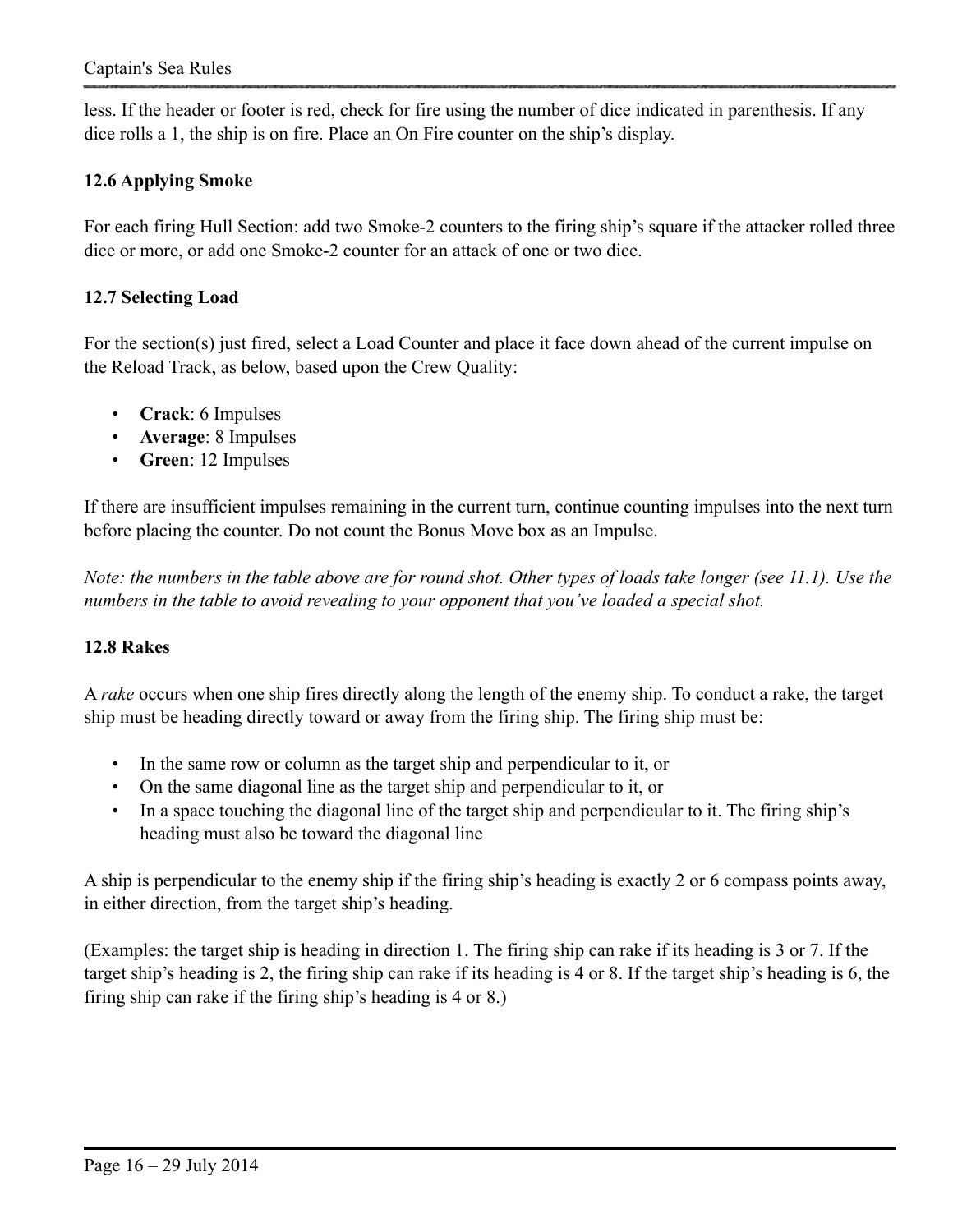less. If the header or footer is red, check for fire using the number of dice indicated in parenthesis. If any dice rolls a 1, the ship is on fire. Place an On Fire counter on the ship's display.

### 12.6 Applying Smoke

For each firing Hull Section: add two Smoke-2 counters to the firing ship's square if the attacker rolled three dice or more, or add one Smoke-2 counter for an attack of one or two dice.

### 12.7 Selecting Load

For the section(s) just fired, select a Load Counter and place it face down ahead of the current impulse on the Reload Track, as below, based upon the Crew Quality:

- **Crack**: 6 Impulses
- **Average**: 8 Impulses
- **Green**: 12 Impulses

If there are insufficient impulses remaining in the current turn, continue counting impulses into the next turn before placing the counter. Do not count the Bonus Move box as an Impulse.

*Note: the numbers in the table above are for round shot. Other types of loads take longer (see 11.1). Use the numbers in the table to avoid revealing to your opponent that you've loaded a special shot.*

### 12.8 Rakes

A *rake* occurs when one ship fires directly along the length of the enemy ship. To conduct a rake, the target ship must be heading directly toward or away from the firing ship. The firing ship must be:

- In the same row or column as the target ship and perpendicular to it, or
- On the same diagonal line as the target ship and perpendicular to it, or
- In a space touching the diagonal line of the target ship and perpendicular to it. The firing ship's heading must also be toward the diagonal line

A ship is perpendicular to the enemy ship if the firing ship's heading is exactly 2 or 6 compass points away, in either direction, from the target ship's heading.

(Examples: the target ship is heading in direction 1. The firing ship can rake if its heading is 3 or 7. If the target ship's heading is 2, the firing ship can rake if its heading is 4 or 8. If the target ship's heading is 6, the firing ship can rake if the firing ship's heading is 4 or 8.)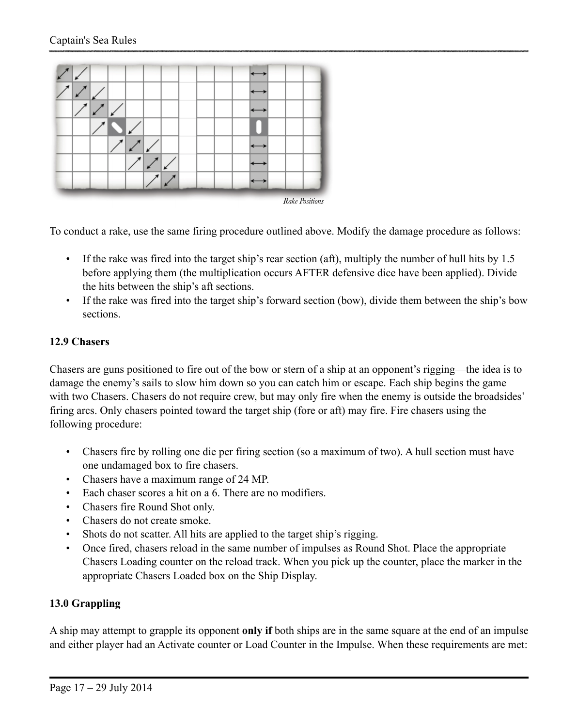*Rake Positions*

To conduct a rake, use the same firing procedure outlined above. Modify the damage procedure as follows:

- If the rake was fired into the target ship's rear section (aft), multiply the number of hull hits by 1.5 before applying them (the multiplication occurs AFTER defensive dice have been applied). Divide the hits between the ship's aft sections.
- If the rake was fired into the target ship's forward section (bow), divide them between the ship's bow sections.

### 12.9 Chasers

Chasers are guns positioned to fire out of the bow or stern of a ship at an opponent's rigging—the idea is to damage the enemy's sails to slow him down so you can catch him or escape. Each ship begins the game with two Chasers. Chasers do not require crew, but may only fire when the enemy is outside the broadsides' firing arcs. Only chasers pointed toward the target ship (fore or aft) may fire. Fire chasers using the following procedure:

- Chasers fire by rolling one die per firing section (so a maximum of two). A hull section must have one undamaged box to fire chasers.
- Chasers have a maximum range of 24 MP.
- Each chaser scores a hit on a 6. There are no modifiers.
- Chasers fire Round Shot only.
- Chasers do not create smoke.
- Shots do not scatter. All hits are applied to the target ship's rigging.
- Once fired, chasers reload in the same number of impulses as Round Shot. Place the appropriate Chasers Loading counter on the reload track. When you pick up the counter, place the marker in the appropriate Chasers Loaded box on the Ship Display.

## 13.0 Grappling

A ship may attempt to grapple its opponent **only if** both ships are in the same square at the end of an impulse and either player had an Activate counter or Load Counter in the Impulse. When these requirements are met: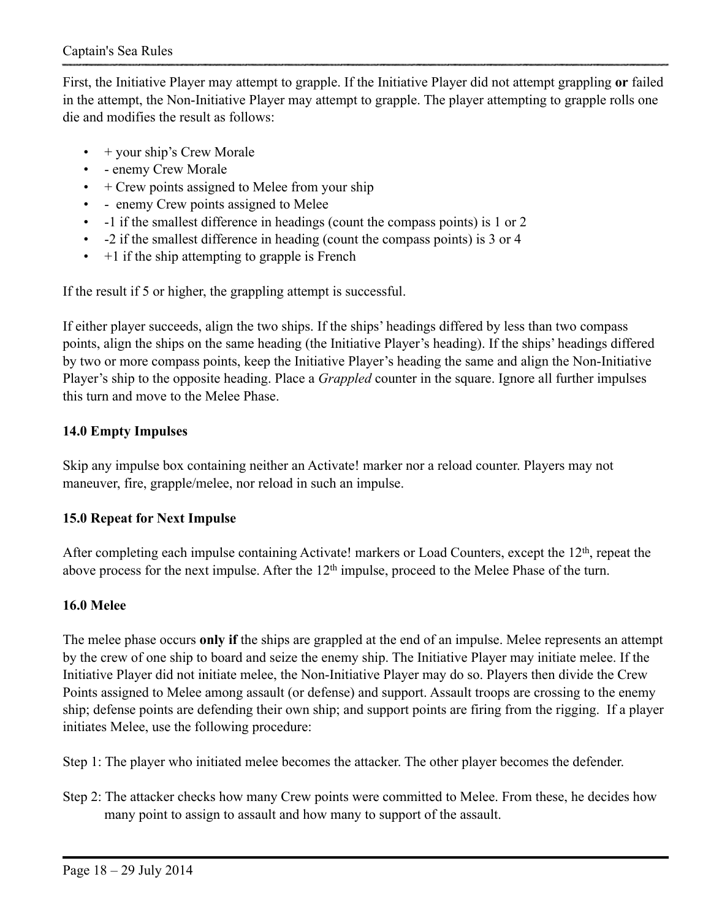First, the Initiative Player may attempt to grapple. If the Initiative Player did not attempt grappling **or** failed in the attempt, the Non-Initiative Player may attempt to grapple. The player attempting to grapple rolls one die and modifies the result as follows:

- + your ship's Crew Morale
- - enemy Crew Morale
- + Crew points assigned to Melee from your ship
- - enemy Crew points assigned to Melee
- -1 if the smallest difference in headings (count the compass points) is 1 or 2
- -2 if the smallest difference in heading (count the compass points) is 3 or 4
- +1 if the ship attempting to grapple is French

If the result if 5 or higher, the grappling attempt is successful.

If either player succeeds, align the two ships. If the ships' headings differed by less than two compass points, align the ships on the same heading (the Initiative Player's heading). If the ships' headings differed by two or more compass points, keep the Initiative Player's heading the same and align the Non-Initiative Player's ship to the opposite heading. Place a *Grappled* counter in the square. Ignore all further impulses this turn and move to the Melee Phase.

### 14.0 Empty Impulses

Skip any impulse box containing neither an Activate! marker nor a reload counter. Players may not maneuver, fire, grapple/melee, nor reload in such an impulse.

### 15.0 Repeat for Next Impulse

After completing each impulse containing Activate! markers or Load Counters, except the 12th, repeat the above process for the next impulse. After the 12th impulse, proceed to the Melee Phase of the turn.

### 16.0 Melee

The melee phase occurs **only if** the ships are grappled at the end of an impulse. Melee represents an attempt by the crew of one ship to board and seize the enemy ship. The Initiative Player may initiate melee. If the Initiative Player did not initiate melee, the Non-Initiative Player may do so. Players then divide the Crew Points assigned to Melee among assault (or defense) and support. Assault troops are crossing to the enemy ship; defense points are defending their own ship; and support points are firing from the rigging. If a player initiates Melee, use the following procedure:

Step 1: The player who initiated melee becomes the attacker. The other player becomes the defender.

Step 2: The attacker checks how many Crew points were committed to Melee. From these, he decides how many point to assign to assault and how many to support of the assault.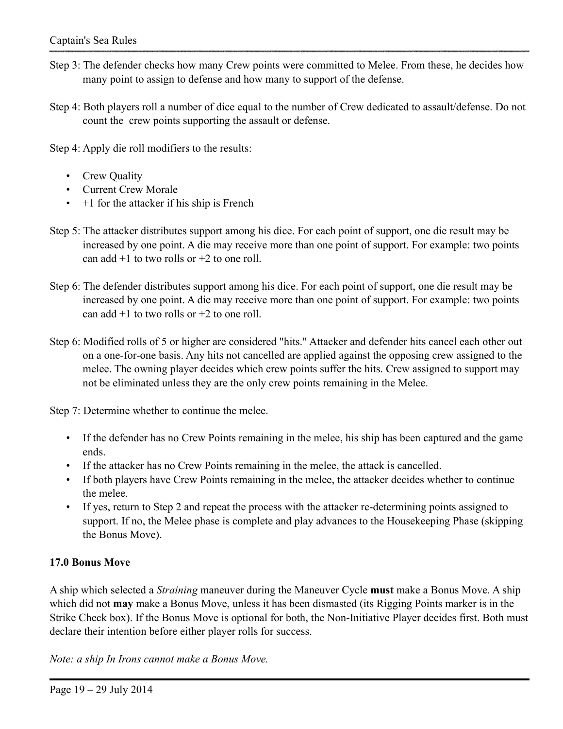Step 3: The defender checks how many Crew points were committed to Melee. From these, he decides how many point to assign to defense and how many to support of the defense.

Step 4: Both players roll a number of dice equal to the number of Crew dedicated to assault/defense. Do not count the crew points supporting the assault or defense.

Step 4: Apply die roll modifiers to the results:

- Crew Quality
- Current Crew Morale
- +1 for the attacker if his ship is French

Step 5: The attacker distributes support among his dice. For each point of support, one die result may be increased by one point. A die may receive more than one point of support. For example: two points can add +1 to two rolls or +2 to one roll.

Step 6: The defender distributes support among his dice. For each point of support, one die result may be increased by one point. A die may receive more than one point of support. For example: two points can add +1 to two rolls or +2 to one roll.

Step 6: Modified rolls of 5 or higher are considered "hits." Attacker and defender hits cancel each other out on a one-for-one basis. Any hits not cancelled are applied against the opposing crew assigned to the melee. The owning player decides which crew points suffer the hits. Crew assigned to support may not be eliminated unless they are the only crew points remaining in the Melee.

Step 7: Determine whether to continue the melee.

- If the defender has no Crew Points remaining in the melee, his ship has been captured and the game ends.
- If the attacker has no Crew Points remaining in the melee, the attack is cancelled.
- If both players have Crew Points remaining in the melee, the attacker decides whether to continue the melee.
- If yes, return to Step 2 and repeat the process with the attacker re-determining points assigned to support. If no, the Melee phase is complete and play advances to the Housekeeping Phase (skipping the Bonus Move).

### 17.0 Bonus Move

A ship which selected a *Straining* maneuver during the Maneuver Cycle **must** make a Bonus Move. A ship which did not **may** make a Bonus Move, unless it has been dismasted (its Rigging Points marker is in the Strike Check box). If the Bonus Move is optional for both, the Non-Initiative Player decides first. Both must declare their intention before either player rolls for success.

*Note: a ship In Irons cannot make a Bonus Move.*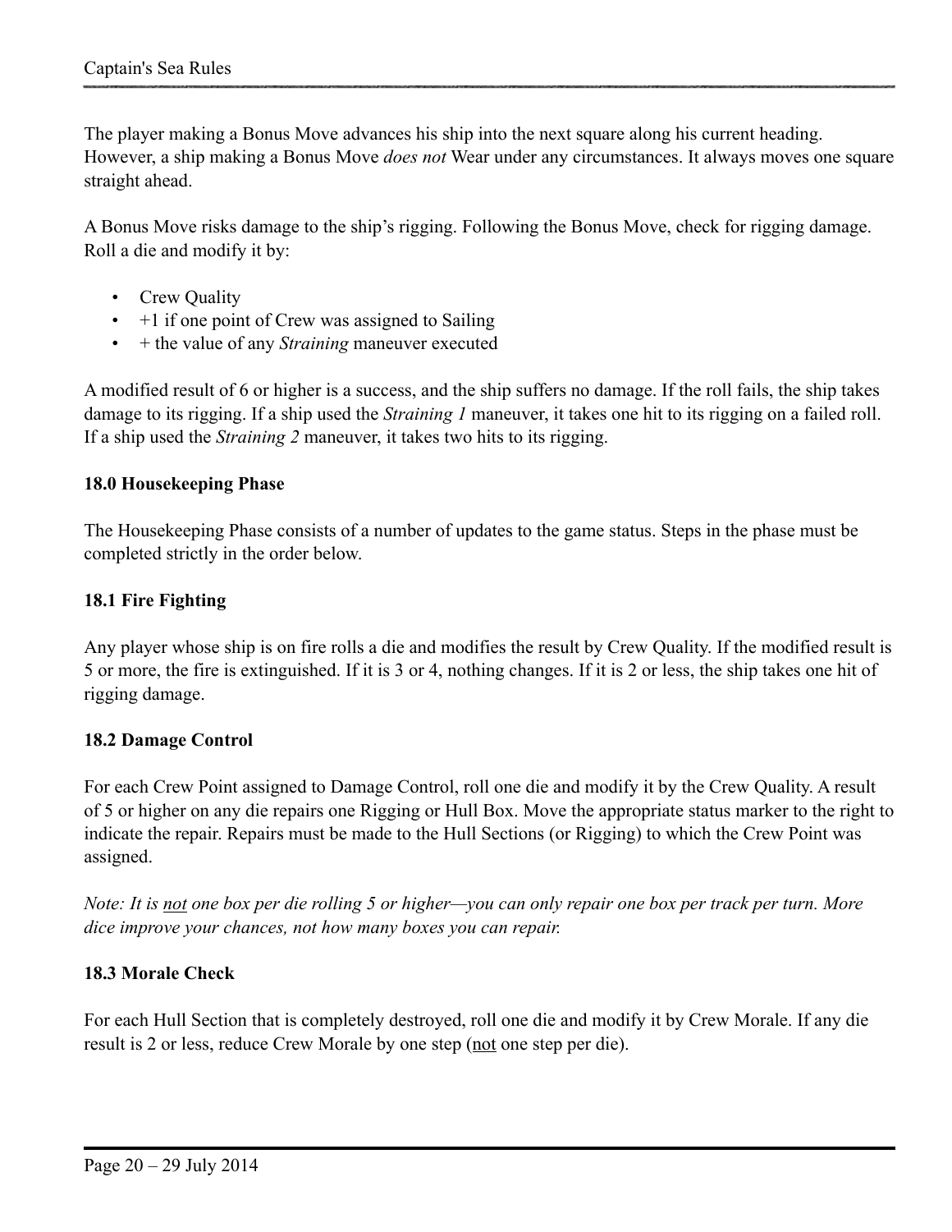The player making a Bonus Move advances his ship into the next square along his current heading. However, a ship making a Bonus Move *does not* Wear under any circumstances. It always moves one square straight ahead.

A Bonus Move risks damage to the ship's rigging. Following the Bonus Move, check for rigging damage. Roll a die and modify it by:

- Crew Quality
- +1 if one point of Crew was assigned to Sailing
- + the value of any *Straining* maneuver executed

A modified result of 6 or higher is a success, and the ship suffers no damage. If the roll fails, the ship takes damage to its rigging. If a ship used the *Straining 1* maneuver, it takes one hit to its rigging on a failed roll. If a ship used the *Straining 2* maneuver, it takes two hits to its rigging.

## 18.0 Housekeeping Phase

The Housekeeping Phase consists of a number of updates to the game status. Steps in the phase must be completed strictly in the order below.

### 18.1 Fire Fighting

Any player whose ship is on fire rolls a die and modifies the result by Crew Quality. If the modified result is 5 or more, the fire is extinguished. If it is 3 or 4, nothing changes. If it is 2 or less, the ship takes one hit of rigging damage.

### 18.2 Damage Control

For each Crew Point assigned to Damage Control, roll one die and modify it by the Crew Quality. A result of 5 or higher on any die repairs one Rigging or Hull Box. Move the appropriate status marker to the right to indicate the repair. Repairs must be made to the Hull Sections (or Rigging) to which the Crew Point was assigned.

*Note: It is not one box per die rolling 5 or higher—you can only repair one box per track per turn. More dice improve your chances, not how many boxes you can repair.*

### 18.3 Morale Check

For each Hull Section that is completely destroyed, roll one die and modify it by Crew Morale. If any die result is 2 or less, reduce Crew Morale by one step (not one step per die).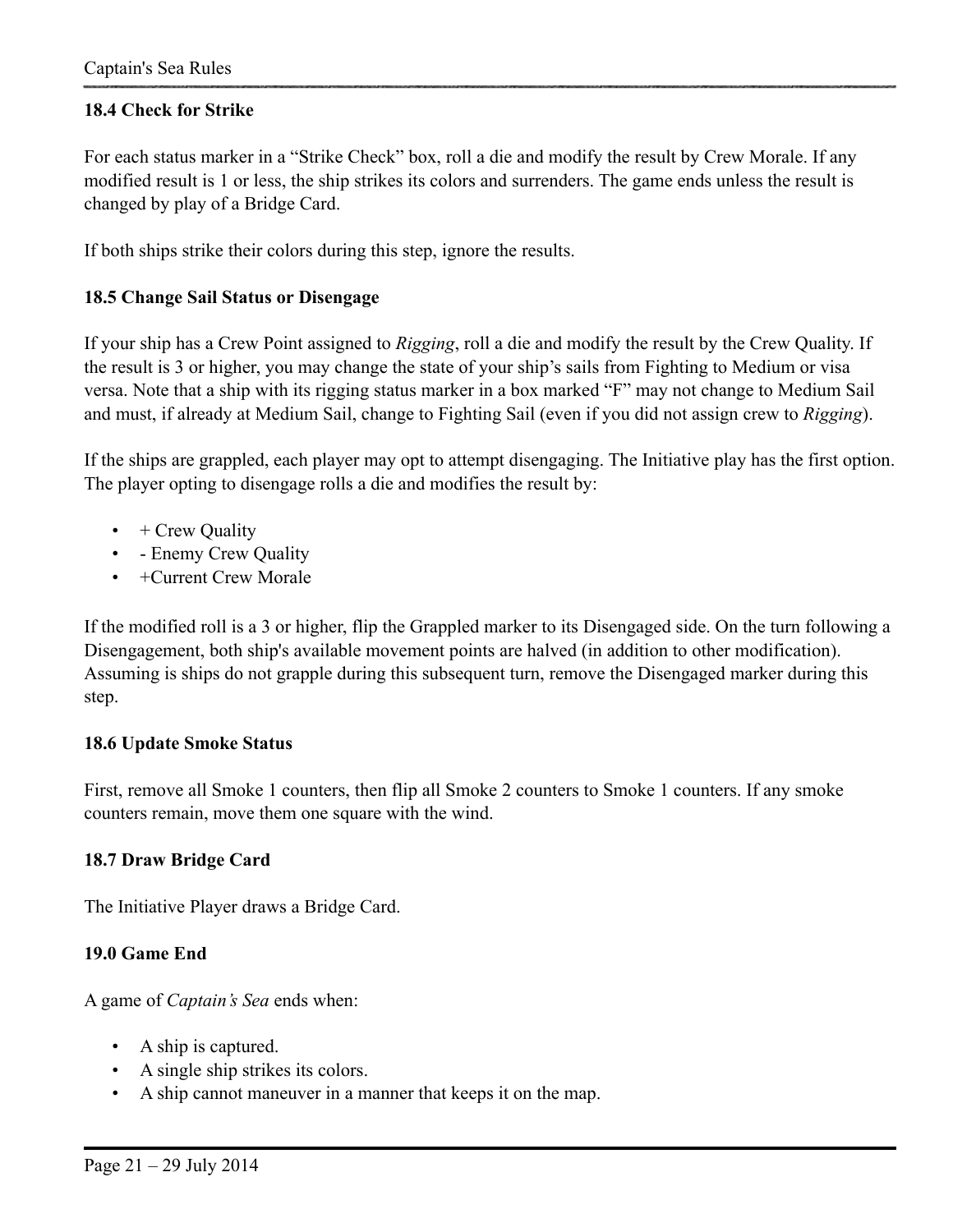### 18.4 Check for Strike

For each status marker in a "Strike Check" box, roll a die and modify the result by Crew Morale. If any modified result is 1 or less, the ship strikes its colors and surrenders. The game ends unless the result is changed by play of a Bridge Card.

If both ships strike their colors during this step, ignore the results.

### 18.5 Change Sail Status or Disengage

If your ship has a Crew Point assigned to *Rigging*, roll a die and modify the result by the Crew Quality. If the result is 3 or higher, you may change the state of your ship's sails from Fighting to Medium or visa versa. Note that a ship with its rigging status marker in a box marked "F" may not change to Medium Sail and must, if already at Medium Sail, change to Fighting Sail (even if you did not assign crew to *Rigging*).

If the ships are grappled, each player may opt to attempt disengaging. The Initiative play has the first option. The player opting to disengage rolls a die and modifies the result by:

- + Crew Quality
- - Enemy Crew Quality
- +Current Crew Morale

If the modified roll is a 3 or higher, flip the Grappled marker to its Disengaged side. On the turn following a Disengagement, both ship's available movement points are halved (in addition to other modification). Assuming is ships do not grapple during this subsequent turn, remove the Disengaged marker during this step.

### 18.6 Update Smoke Status

First, remove all Smoke 1 counters, then flip all Smoke 2 counters to Smoke 1 counters. If any smoke counters remain, move them one square with the wind.

### 18.7 Draw Bridge Card

The Initiative Player draws a Bridge Card.

## 19.0 Game End

A game of *Captain's Sea* ends when:

- A ship is captured.
- A single ship strikes its colors.
- A ship cannot maneuver in a manner that keeps it on the map.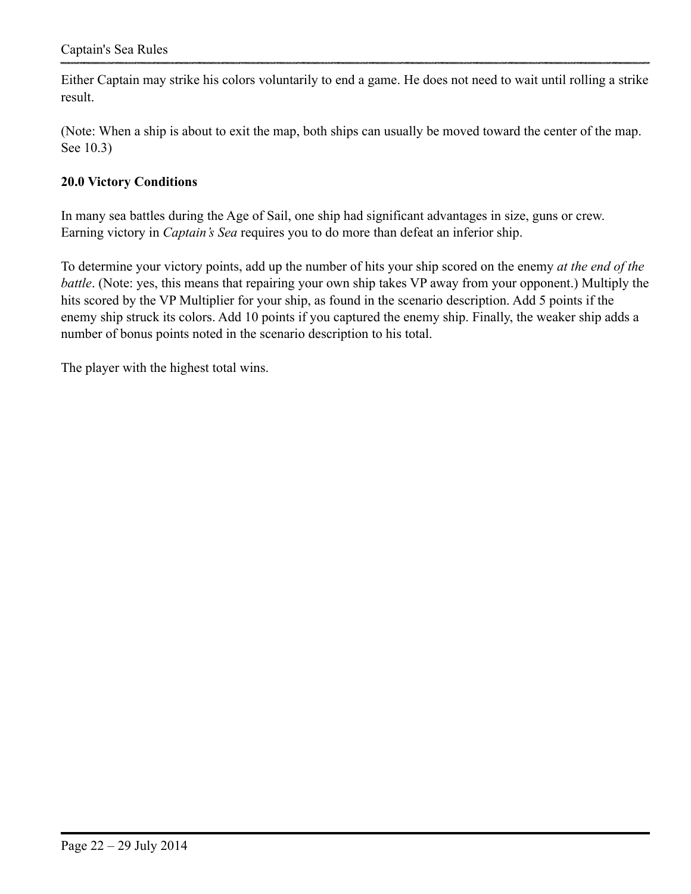Either Captain may strike his colors voluntarily to end a game. He does not need to wait until rolling a strike result.

(Note: When a ship is about to exit the map, both ships can usually be moved toward the center of the map. See 10.3)

## 20.0 Victory Conditions

In many sea battles during the Age of Sail, one ship had significant advantages in size, guns or crew. Earning victory in *Captain's Sea* requires you to do more than defeat an inferior ship.

To determine your victory points, add up the number of hits your ship scored on the enemy *at the end of the battle*. (Note: yes, this means that repairing your own ship takes VP away from your opponent.) Multiply the hits scored by the VP Multiplier for your ship, as found in the scenario description. Add 5 points if the enemy ship struck its colors. Add 10 points if you captured the enemy ship. Finally, the weaker ship adds a number of bonus points noted in the scenario description to his total.

The player with the highest total wins.